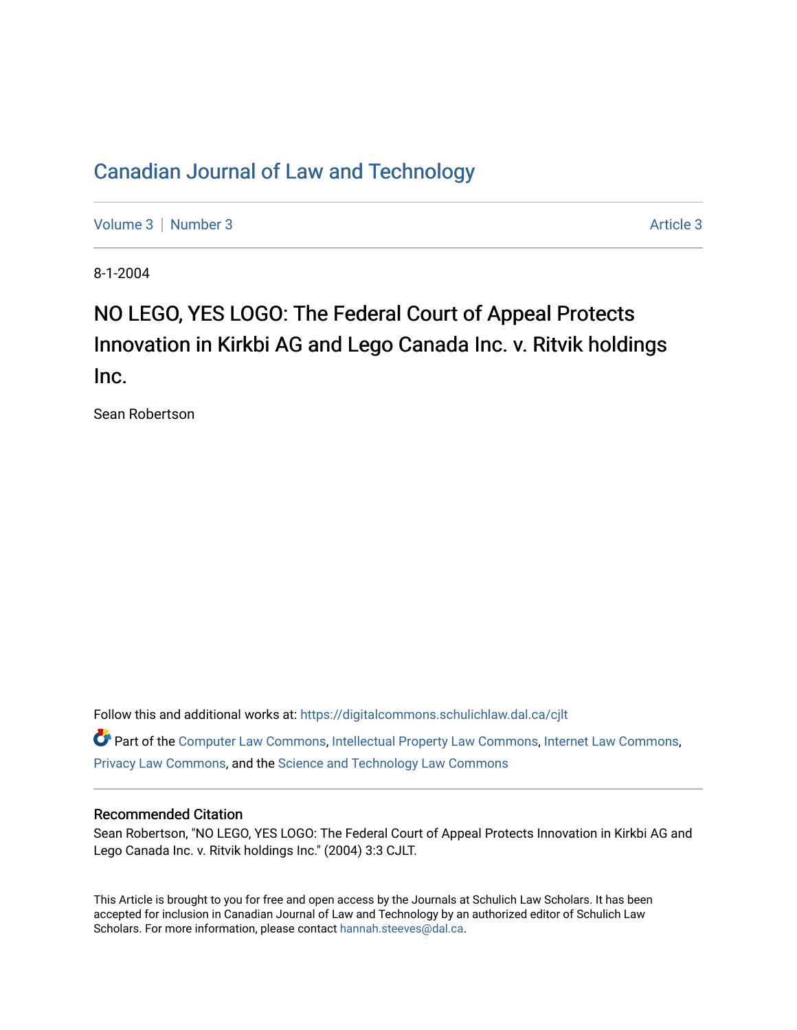# Canadian Journal of Law and Technology

Volume 3 | Number 3 Article 3

8-1-2004

## NO LEGO, YES LOGO: The Federal Court of Appeal Protects Innovation in Kirkbi AG and Lego Canada Inc. v. Ritvik holdings Inc.

Sean Robertson

Follow this and additional works at: https://digitalcommons.schulichlaw.dal.ca/cjlt

Part of the Computer Law Commons, Intellectual Property Law Commons, Internet Law Commons, Privacy Law Commons, and the Science and Technology Law Commons

### Recommended Citation

Sean Robertson, "NO LEGO, YES LOGO: The Federal Court of Appeal Protects Innovation in Kirkbi AG and Lego Canada Inc. v. Ritvik holdings Inc." (2004) 3:3 CJLT.

This Article is brought to you for free and open access by the Journals at Schulich Law Scholars. It has been accepted for inclusion in Canadian Journal of Law and Technology by an authorized editor of Schulich Law Scholars. For more information, please contact hannah.steeves@dal.ca.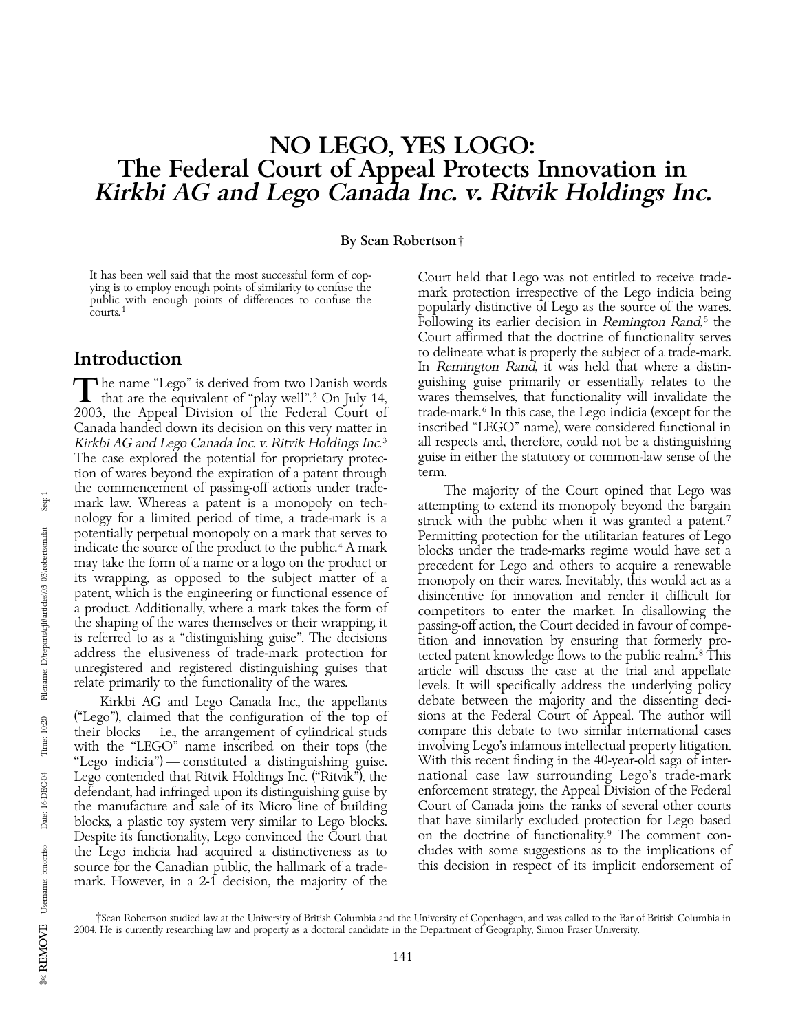# NO LEGO, YES LOGO: The Federal Court of Appeal Protects Innovation in *Kirkbi AG and Lego Canada Inc. v. Ritvik Holdings Inc.*

**By Sean Robertson†**

It has been well said that the most successful form of copying is to employ enough points of similarity to confuse the public with enough points of differences to confuse the courts.[1]

## Introduction

The name "Lego" is derived from two Danish words that are the equivalent of "play well".[2] On July 14, 2003, the Appeal Division of the Federal Court of Canada handed down its decision on this very matter in *Kirkbi AG and Lego Canada Inc. v. Ritvik Holdings Inc.*[3] The case explored the potential for proprietary protection of wares beyond the expiration of a patent through the commencement of passing-off actions under trade-mark law. Whereas a patent is a monopoly on technology for a limited period of time, a trade-mark is a potentially perpetual monopoly on a mark that serves to indicate the source of the product to the public.[4] A mark may take the form of a name or a logo on the product or its wrapping, as opposed to the subject matter of a patent, which is the engineering or functional essence of a product. Additionally, where a mark takes the form of the shaping of the wares themselves or their wrapping, it is referred to as a "distinguishing guise". The decisions address the elusiveness of trade-mark protection for unregistered and registered distinguishing guises that relate primarily to the functionality of the wares.

Kirkbi AG and Lego Canada Inc., the appellants ("Lego"), claimed that the configuration of the top of their blocks — i.e., the arrangement of cylindrical studs with the "LEGO" name inscribed on their tops (the "Lego indicia") — constituted a distinguishing guise. Lego contended that Ritvik Holdings Inc. ("Ritvik"), the defendant, had infringed upon its distinguishing guise by the manufacture and sale of its Micro line of building blocks, a plastic toy system very similar to Lego blocks. Despite its functionality, Lego convinced the Court that the Lego indicia had acquired a distinctiveness as to source for the Canadian public, the hallmark of a trade-mark. However, in a 2-1 decision, the majority of the Court held that Lego was not entitled to receive trade-mark protection irrespective of the Lego indicia being popularly distinctive of Lego as the source of the wares. Following its earlier decision in *Remington Rand*,[5] the Court affirmed that the doctrine of functionality serves to delineate what is properly the subject of a trade-mark. In *Remington Rand*, it was held that where a distinguishing guise primarily or essentially relates to the wares themselves, that functionality will invalidate the trade-mark.[6] In this case, the Lego indicia (except for the inscribed "LEGO" name), were considered functional in all respects and, therefore, could not be a distinguishing guise in either the statutory or common-law sense of the term.

The majority of the Court opined that Lego was attempting to extend its monopoly beyond the bargain struck with the public when it was granted a patent.[7] Permitting protection for the utilitarian features of Lego blocks under the trade-marks regime would have set a precedent for Lego and others to acquire a renewable monopoly on their wares. Inevitably, this would act as a disincentive for innovation and render it difficult for competitors to enter the market. In disallowing the passing-off action, the Court decided in favour of competition and innovation by ensuring that formerly protected patent knowledge flows to the public realm.[8] This article will discuss the case at the trial and appellate levels. It will specifically address the underlying policy debate between the majority and the dissenting decisions at the Federal Court of Appeal. The author will compare this debate to two similar international cases involving Lego's infamous intellectual property litigation. With this recent finding in the 40-year-old saga of international case law surrounding Lego's trade-mark enforcement strategy, the Appeal Division of the Federal Court of Canada joins the ranks of several other courts that have similarly excluded protection for Lego based on the doctrine of functionality.[9] The comment concludes with some suggestions as to the implications of this decision in respect of its implicit endorsement of

---

†Sean Robertson studied law at the University of British Columbia and the University of Copenhagen, and was called to the Bar of British Columbia in 2004. He is currently researching law and property as a doctoral candidate in the Department of Geography, Simon Fraser University.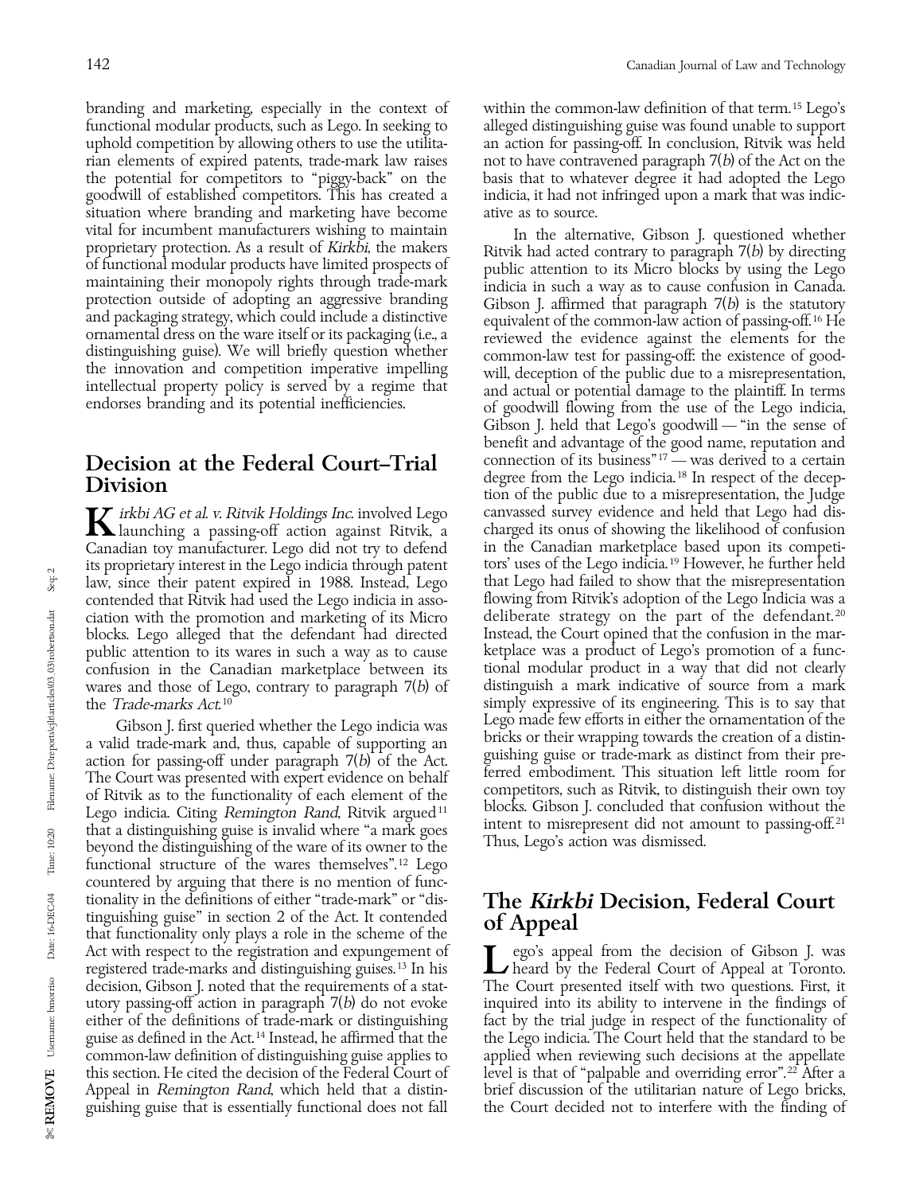branding and marketing, especially in the context of functional modular products, such as Lego. In seeking to uphold competition by allowing others to use the utilitarian elements of expired patents, trade-mark law raises the potential for competitors to "piggy-back" on the goodwill of established competitors. This has created a situation where branding and marketing have become vital for incumbent manufacturers wishing to maintain proprietary protection. As a result of *Kirkbi*, the makers of functional modular products have limited prospects of maintaining their monopoly rights through trade-mark protection outside of adopting an aggressive branding and packaging strategy, which could include a distinctive ornamental dress on the ware itself or its packaging (i.e., a distinguishing guise). We will briefly question whether the innovation and competition imperative impelling intellectual property policy is served by a regime that endorses branding and its potential inefficiencies.

## Decision at the Federal Court–Trial Division

*Kirkbi AG et al. v. Ritvik Holdings Inc.* involved Lego launching a passing-off action against Ritvik, a Canadian toy manufacturer. Lego did not try to defend its proprietary interest in the Lego indicia through patent law, since their patent expired in 1988. Instead, Lego contended that Ritvik had used the Lego indicia in association with the promotion and marketing of its Micro blocks. Lego alleged that the defendant had directed public attention to its wares in such a way as to cause confusion in the Canadian marketplace between its wares and those of Lego, contrary to paragraph 7(*b*) of the *Trade-marks Act*.[10]

Gibson J. first queried whether the Lego indicia was a valid trade-mark and, thus, capable of supporting an action for passing-off under paragraph 7(*b*) of the Act. The Court was presented with expert evidence on behalf of Ritvik as to the functionality of each element of the Lego indicia. Citing *Remington Rand*, Ritvik argued[11] that a distinguishing guise is invalid where "a mark goes beyond the distinguishing of the ware of its owner to the functional structure of the wares themselves".[12] Lego countered by arguing that there is no mention of functionality in the definitions of either "trade-mark" or "distinguishing guise" in section 2 of the Act. It contended that functionality only plays a role in the scheme of the Act with respect to the registration and expungement of registered trade-marks and distinguishing guises.[13] In his decision, Gibson J. noted that the requirements of a statutory passing-off action in paragraph 7(*b*) do not evoke either of the definitions of trade-mark or distinguishing guise as defined in the Act.[14] Instead, he affirmed that the common-law definition of distinguishing guise applies to this section. He cited the decision of the Federal Court of Appeal in *Remington Rand*, which held that a distinguishing guise that is essentially functional does not fall within the common-law definition of that term.[15] Lego's alleged distinguishing guise was found unable to support an action for passing-off. In conclusion, Ritvik was held not to have contravened paragraph 7(*b*) of the Act on the basis that to whatever degree it had adopted the Lego indicia, it had not infringed upon a mark that was indicative as to source.

In the alternative, Gibson J. questioned whether Ritvik had acted contrary to paragraph 7(*b*) by directing public attention to its Micro blocks by using the Lego indicia in such a way as to cause confusion in Canada. Gibson J. affirmed that paragraph 7(*b*) is the statutory equivalent of the common-law action of passing-off.[16] He reviewed the evidence against the elements for the common-law test for passing-off: the existence of goodwill, deception of the public due to a misrepresentation, and actual or potential damage to the plaintiff. In terms of goodwill flowing from the use of the Lego indicia, Gibson J. held that Lego's goodwill — "in the sense of benefit and advantage of the good name, reputation and connection of its business"[17] — was derived to a certain degree from the Lego indicia.[18] In respect of the deception of the public due to a misrepresentation, the Judge canvassed survey evidence and held that Lego had discharged its onus of showing the likelihood of confusion in the Canadian marketplace based upon its competitors' uses of the Lego indicia.[19] However, he further held that Lego had failed to show that the misrepresentation flowing from Ritvik's adoption of the Lego Indicia was a deliberate strategy on the part of the defendant.[20] Instead, the Court opined that the confusion in the marketplace was a product of Lego's promotion of a functional modular product in a way that did not clearly distinguish a mark indicative of source from a mark simply expressive of its engineering. This is to say that Lego made few efforts in either the ornamentation of the bricks or their wrapping towards the creation of a distinguishing guise or trade-mark as distinct from their preferred embodiment. This situation left little room for competitors, such as Ritvik, to distinguish their own toy blocks. Gibson J. concluded that confusion without the intent to misrepresent did not amount to passing-off.[21] Thus, Lego's action was dismissed.

## The *Kirkbi* Decision, Federal Court of Appeal

Lego's appeal from the decision of Gibson J. was heard by the Federal Court of Appeal at Toronto. The Court presented itself with two questions. First, it inquired into its ability to intervene in the findings of fact by the trial judge in respect of the functionality of the Lego indicia. The Court held that the standard to be applied when reviewing such decisions at the appellate level is that of "palpable and overriding error".[22] After a brief discussion of the utilitarian nature of Lego bricks, the Court decided not to interfere with the finding of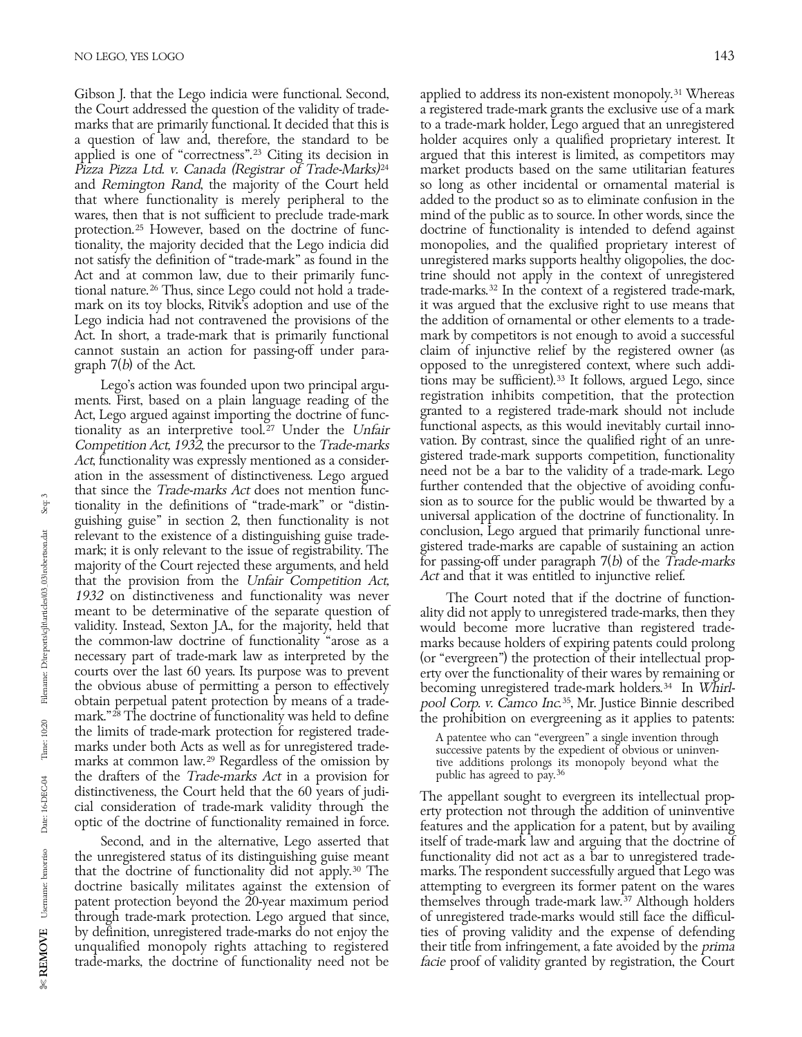Gibson J. that the Lego indicia were functional. Second, the Court addressed the question of the validity of trade-marks that are primarily functional. It decided that this is a question of law and, therefore, the standard to be applied is one of "correctness".[23] Citing its decision in *Pizza Pizza Ltd. v. Canada (Registrar of Trade-Marks)*[24] and *Remington Rand*, the majority of the Court held that where functionality is merely peripheral to the wares, then that is not sufficient to preclude trade-mark protection.[25] However, based on the doctrine of functionality, the majority decided that the Lego indicia did not satisfy the definition of "trade-mark" as found in the Act and at common law, due to their primarily functional nature.[26] Thus, since Lego could not hold a trade-mark on its toy blocks, Ritvik's adoption and use of the Lego indicia had not contravened the provisions of the Act. In short, a trade-mark that is primarily functional cannot sustain an action for passing-off under paragraph 7(*b*) of the Act.

Lego's action was founded upon two principal arguments. First, based on a plain language reading of the Act, Lego argued against importing the doctrine of functionality as an interpretive tool.[27] Under the *Unfair Competition Act, 1932*, the precursor to the *Trade-marks Act*, functionality was expressly mentioned as a consideration in the assessment of distinctiveness. Lego argued that since the *Trade-marks Act* does not mention functionality in the definitions of "trade-mark" or "distinguishing guise" in section 2, then functionality is not relevant to the existence of a distinguishing guise trade-mark; it is only relevant to the issue of registrability. The majority of the Court rejected these arguments, and held that the provision from the *Unfair Competition Act, 1932* on distinctiveness and functionality was never meant to be determinative of the separate question of validity. Instead, Sexton J.A., for the majority, held that the common-law doctrine of functionality "arose as a necessary part of trade-mark law as interpreted by the courts over the last 60 years. Its purpose was to prevent the obvious abuse of permitting a person to effectively obtain perpetual patent protection by means of a trade-mark."[28] The doctrine of functionality was held to define the limits of trade-mark protection for registered trade-marks under both Acts as well as for unregistered trade-marks at common law.[29] Regardless of the omission by the drafters of the *Trade-marks Act* in a provision for distinctiveness, the Court held that the 60 years of judicial consideration of trade-mark validity through the optic of the doctrine of functionality remained in force.

Second, and in the alternative, Lego asserted that the unregistered status of its distinguishing guise meant that the doctrine of functionality did not apply.[30] The doctrine basically militates against the extension of patent protection beyond the 20-year maximum period through trade-mark protection. Lego argued that since, by definition, unregistered trade-marks do not enjoy the unqualified monopoly rights attaching to registered trade-marks, the doctrine of functionality need not be applied to address its non-existent monopoly.[31] Whereas a registered trade-mark grants the exclusive use of a mark to a trade-mark holder, Lego argued that an unregistered holder acquires only a qualified proprietary interest. It argued that this interest is limited, as competitors may market products based on the same utilitarian features so long as other incidental or ornamental material is added to the product so as to eliminate confusion in the mind of the public as to source. In other words, since the doctrine of functionality is intended to defend against monopolies, and the qualified proprietary interest of unregistered marks supports healthy oligopolies, the doctrine should not apply in the context of unregistered trade-marks.[32] In the context of a registered trade-mark, it was argued that the exclusive right to use means that the addition of ornamental or other elements to a trade-mark by competitors is not enough to avoid a successful claim of injunctive relief by the registered owner (as opposed to the unregistered context, where such additions may be sufficient).[33] It follows, argued Lego, since registration inhibits competition, that the protection granted to a registered trade-mark should not include functional aspects, as this would inevitably curtail innovation. By contrast, since the qualified right of an unregistered trade-mark supports competition, functionality need not be a bar to the validity of a trade-mark. Lego further contended that the objective of avoiding confusion as to source for the public would be thwarted by a universal application of the doctrine of functionality. In conclusion, Lego argued that primarily functional unregistered trade-marks are capable of sustaining an action for passing-off under paragraph 7(*b*) of the *Trade-marks Act* and that it was entitled to injunctive relief.

The Court noted that if the doctrine of functionality did not apply to unregistered trade-marks, then they would become more lucrative than registered trade-marks because holders of expiring patents could prolong (or "evergreen") the protection of their intellectual property over the functionality of their wares by remaining or becoming unregistered trade-mark holders.[34] In *Whirlpool Corp. v. Camco Inc.*[35], Mr. Justice Binnie described the prohibition on evergreening as it applies to patents:

> A patentee who can "evergreen" a single invention through successive patents by the expedient of obvious or uninventive additions prolongs its monopoly beyond what the public has agreed to pay.[36]

The appellant sought to evergreen its intellectual property protection not through the addition of uninventive features and the application for a patent, but by availing itself of trade-mark law and arguing that the doctrine of functionality did not act as a bar to unregistered trade-marks. The respondent successfully argued that Lego was attempting to evergreen its former patent on the wares themselves through trade-mark law.[37] Although holders of unregistered trade-marks would still face the difficulties of proving validity and the expense of defending their title from infringement, a fate avoided by the *prima facie* proof of validity granted by registration, the Court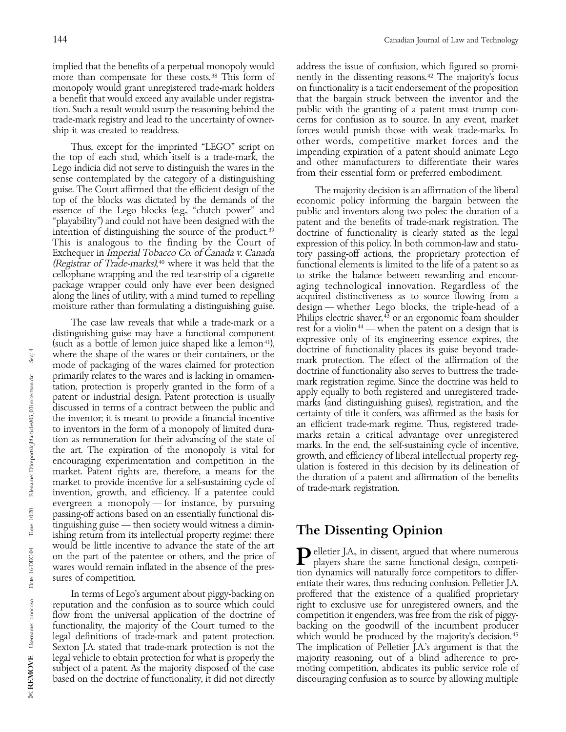implied that the benefits of a perpetual monopoly would more than compensate for these costs.[38] This form of monopoly would grant unregistered trade-mark holders a benefit that would exceed any available under registration. Such a result would usurp the reasoning behind the trade-mark registry and lead to the uncertainty of ownership it was created to readdress.

Thus, except for the imprinted "LEGO" script on the top of each stud, which itself is a trade-mark, the Lego indicia did not serve to distinguish the wares in the sense contemplated by the category of a distinguishing guise. The Court affirmed that the efficient design of the top of the blocks was dictated by the demands of the essence of the Lego blocks (e.g., "clutch power" and "playability") and could not have been designed with the intention of distinguishing the source of the product.[39] This is analogous to the finding by the Court of Exchequer in *Imperial Tobacco Co. of Canada v. Canada (Registrar of Trade-marks)*,[40] where it was held that the cellophane wrapping and the red tear-strip of a cigarette package wrapper could only have ever been designed along the lines of utility, with a mind turned to repelling moisture rather than formulating a distinguishing guise.

The case law reveals that while a trade-mark or a distinguishing guise may have a functional component (such as a bottle of lemon juice shaped like a lemon[41]), where the shape of the wares or their containers, or the mode of packaging of the wares claimed for protection primarily relates to the wares and is lacking in ornamentation, protection is properly granted in the form of a patent or industrial design. Patent protection is usually discussed in terms of a contract between the public and the inventor; it is meant to provide a financial incentive to inventors in the form of a monopoly of limited duration as remuneration for their advancing of the state of the art. The expiration of the monopoly is vital for encouraging experimentation and competition in the market. Patent rights are, therefore, a means for the market to provide incentive for a self-sustaining cycle of invention, growth, and efficiency. If a patentee could evergreen a monopoly — for instance, by pursuing passing-off actions based on an essentially functional distinguishing guise — then society would witness a diminishing return from its intellectual property regime: there would be little incentive to advance the state of the art on the part of the patentee or others, and the price of wares would remain inflated in the absence of the pressures of competition.

In terms of Lego's argument about piggy-backing on reputation and the confusion as to source which could flow from the universal application of the doctrine of functionality, the majority of the Court turned to the legal definitions of trade-mark and patent protection. Sexton J.A. stated that trade-mark protection is not the legal vehicle to obtain protection for what is properly the subject of a patent. As the majority disposed of the case based on the doctrine of functionality, it did not directly address the issue of confusion, which figured so prominently in the dissenting reasons.[42] The majority's focus on functionality is a tacit endorsement of the proposition that the bargain struck between the inventor and the public with the granting of a patent must trump concerns for confusion as to source. In any event, market forces would punish those with weak trade-marks. In other words, competitive market forces and the impending expiration of a patent should animate Lego and other manufacturers to differentiate their wares from their essential form or preferred embodiment.

The majority decision is an affirmation of the liberal economic policy informing the bargain between the public and inventors along two poles: the duration of a patent and the benefits of trade-mark registration. The doctrine of functionality is clearly stated as the legal expression of this policy. In both common-law and statutory passing-off actions, the proprietary protection of functional elements is limited to the life of a patent so as to strike the balance between rewarding and encouraging technological innovation. Regardless of the acquired distinctiveness as to source flowing from a design — whether Lego blocks, the triple-head of a Philips electric shaver,[43] or an ergonomic foam shoulder rest for a violin[44] — when the patent on a design that is expressive only of its engineering essence expires, the doctrine of functionality places its guise beyond trade-mark protection. The effect of the affirmation of the doctrine of functionality also serves to buttress the trade-mark registration regime. Since the doctrine was held to apply equally to both registered and unregistered trade-marks (and distinguishing guises), registration, and the certainty of title it confers, was affirmed as the basis for an efficient trade-mark regime. Thus, registered trade-marks retain a critical advantage over unregistered marks. In the end, the self-sustaining cycle of incentive, growth, and efficiency of liberal intellectual property regulation is fostered in this decision by its delineation of the duration of a patent and affirmation of the benefits of trade-mark registration.

## The Dissenting Opinion

Pelletier J.A., in dissent, argued that where numerous players share the same functional design, competition dynamics will naturally force competitors to differentiate their wares, thus reducing confusion. Pelletier J.A. proffered that the existence of a qualified proprietary right to exclusive use for unregistered owners, and the competition it engenders, was free from the risk of piggy-backing on the goodwill of the incumbent producer which would be produced by the majority's decision.[45] The implication of Pelletier J.A.'s argument is that the majority reasoning, out of a blind adherence to promoting competition, abdicates its public service role of discouraging confusion as to source by allowing multiple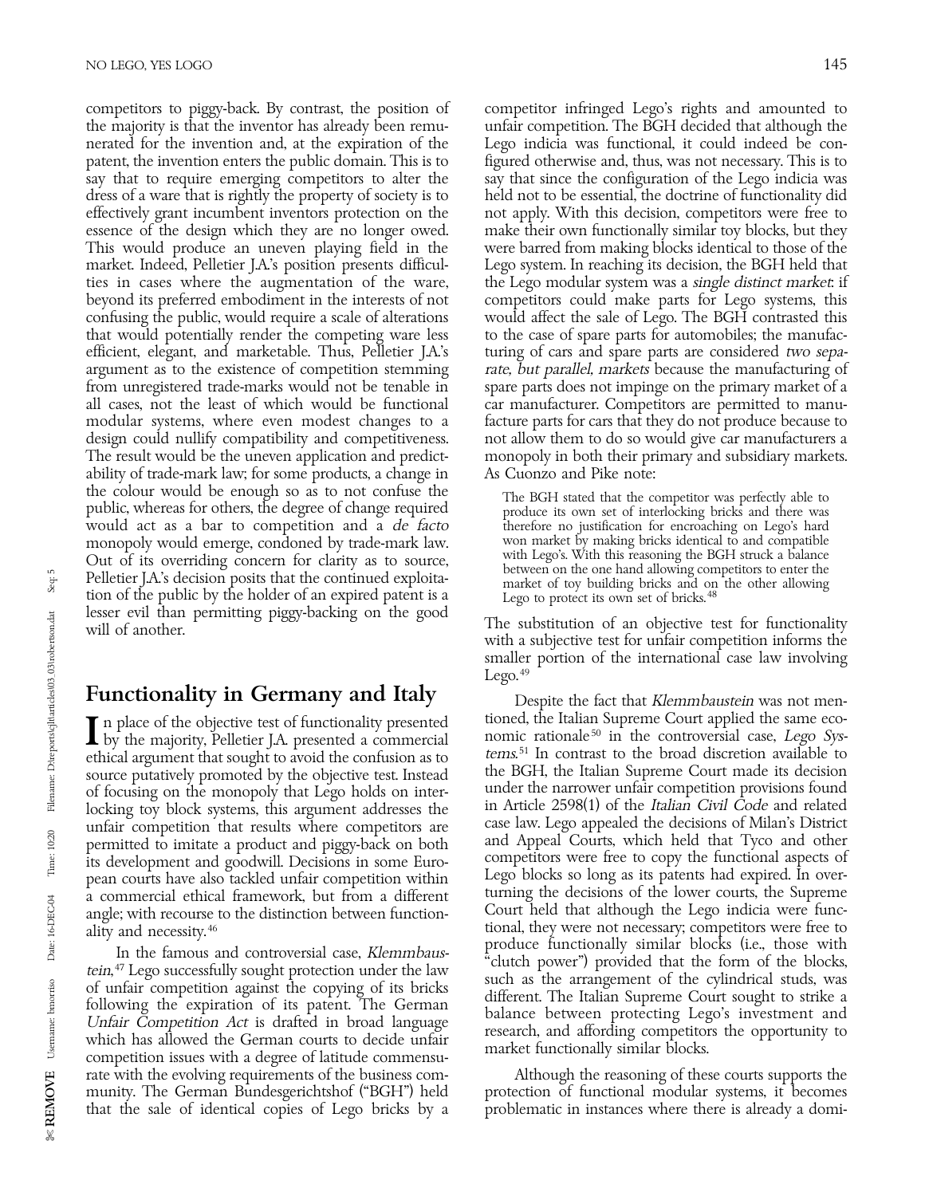competitors to piggy-back. By contrast, the position of the majority is that the inventor has already been remunerated for the invention and, at the expiration of the patent, the invention enters the public domain. This is to say that to require emerging competitors to alter the dress of a ware that is rightly the property of society is to effectively grant incumbent inventors protection on the essence of the design which they are no longer owed. This would produce an uneven playing field in the market. Indeed, Pelletier J.A.'s position presents difficulties in cases where the augmentation of the ware, beyond its preferred embodiment in the interests of not confusing the public, would require a scale of alterations that would potentially render the competing ware less efficient, elegant, and marketable. Thus, Pelletier J.A.'s argument as to the existence of competition stemming from unregistered trade-marks would not be tenable in all cases, not the least of which would be functional modular systems, where even modest changes to a design could nullify compatibility and competitiveness. The result would be the uneven application and predictability of trade-mark law; for some products, a change in the colour would be enough so as to not confuse the public, whereas for others, the degree of change required would act as a bar to competition and a *de facto* monopoly would emerge, condoned by trade-mark law. Out of its overriding concern for clarity as to source, Pelletier J.A.'s decision posits that the continued exploitation of the public by the holder of an expired patent is a lesser evil than permitting piggy-backing on the good will of another.

## Functionality in Germany and Italy

In place of the objective test of functionality presented by the majority, Pelletier J.A. presented a commercial ethical argument that sought to avoid the confusion as to source putatively promoted by the objective test. Instead of focusing on the monopoly that Lego holds on interlocking toy block systems, this argument addresses the unfair competition that results where competitors are permitted to imitate a product and piggy-back on both its development and goodwill. Decisions in some European courts have also tackled unfair competition within a commercial ethical framework, but from a different angle; with recourse to the distinction between functionality and necessity.[46]

In the famous and controversial case, *Klemmbaustein*,[47] Lego successfully sought protection under the law of unfair competition against the copying of its bricks following the expiration of its patent. The German *Unfair Competition Act* is drafted in broad language which has allowed the German courts to decide unfair competition issues with a degree of latitude commensurate with the evolving requirements of the business community. The German Bundesgerichtshof ("BGH") held that the sale of identical copies of Lego bricks by a competitor infringed Lego's rights and amounted to unfair competition. The BGH decided that although the Lego indicia was functional, it could indeed be configured otherwise and, thus, was not necessary. This is to say that since the configuration of the Lego indicia was held not to be essential, the doctrine of functionality did not apply. With this decision, competitors were free to make their own functionally similar toy blocks, but they were barred from making blocks identical to those of the Lego system. In reaching its decision, the BGH held that the Lego modular system was a *single distinct market*: if competitors could make parts for Lego systems, this would affect the sale of Lego. The BGH contrasted this to the case of spare parts for automobiles; the manufacturing of cars and spare parts are considered *two separate, but parallel, markets* because the manufacturing of spare parts does not impinge on the primary market of a car manufacturer. Competitors are permitted to manufacture parts for cars that they do not produce because to not allow them to do so would give car manufacturers a monopoly in both their primary and subsidiary markets. As Cuonzo and Pike note:

> The BGH stated that the competitor was perfectly able to produce its own set of interlocking bricks and there was therefore no justification for encroaching on Lego's hard won market by making bricks identical to and compatible with Lego's. With this reasoning the BGH struck a balance between on the one hand allowing competitors to enter the market of toy building bricks and on the other allowing Lego to protect its own set of bricks.[48]

The substitution of an objective test for functionality with a subjective test for unfair competition informs the smaller portion of the international case law involving Lego.[49]

Despite the fact that *Klemmbaustein* was not mentioned, the Italian Supreme Court applied the same economic rationale[50] in the controversial case, *Lego Systems*.[51] In contrast to the broad discretion available to the BGH, the Italian Supreme Court made its decision under the narrower unfair competition provisions found in Article 2598(1) of the *Italian Civil Code* and related case law. Lego appealed the decisions of Milan's District and Appeal Courts, which held that Tyco and other competitors were free to copy the functional aspects of Lego blocks so long as its patents had expired. In overturning the decisions of the lower courts, the Supreme Court held that although the Lego indicia were functional, they were not necessary; competitors were free to produce functionally similar blocks (i.e., those with "clutch power") provided that the form of the blocks, such as the arrangement of the cylindrical studs, was different. The Italian Supreme Court sought to strike a balance between protecting Lego's investment and research, and affording competitors the opportunity to market functionally similar blocks.

Although the reasoning of these courts supports the protection of functional modular systems, it becomes problematic in instances where there is already a domi-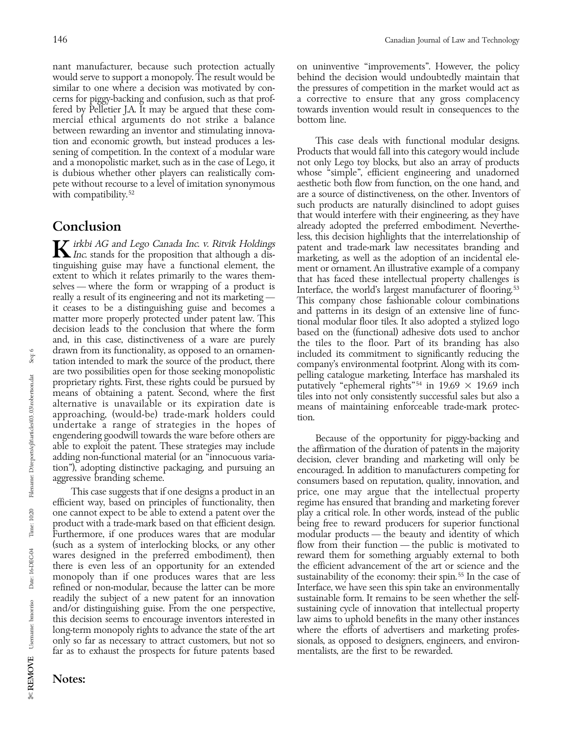nant manufacturer, because such protection actually would serve to support a monopoly. The result would be similar to one where a decision was motivated by concerns for piggy-backing and confusion, such as that proffered by Pelletier J.A. It may be argued that these commercial ethical arguments do not strike a balance between rewarding an inventor and stimulating innovation and economic growth, but instead produces a lessening of competition. In the context of a modular ware and a monopolistic market, such as in the case of Lego, it is dubious whether other players can realistically compete without recourse to a level of imitation synonymous with compatibility.[52]

## Conclusion

*Kirkbi AG and Lego Canada Inc. v. Ritvik Holdings Inc.* stands for the proposition that although a distinguishing guise may have a functional element, the extent to which it relates primarily to the wares themselves — where the form or wrapping of a product is really a result of its engineering and not its marketing — it ceases to be a distinguishing guise and becomes a matter more properly protected under patent law. This decision leads to the conclusion that where the form and, in this case, distinctiveness of a ware are purely drawn from its functionality, as opposed to an ornamentation intended to mark the source of the product, there are two possibilities open for those seeking monopolistic proprietary rights. First, these rights could be pursued by means of obtaining a patent. Second, where the first alternative is unavailable or its expiration date is approaching, (would-be) trade-mark holders could undertake a range of strategies in the hopes of engendering goodwill towards the ware before others are able to exploit the patent. These strategies may include adding non-functional material (or an "innocuous variation"), adopting distinctive packaging, and pursuing an aggressive branding scheme.

This case suggests that if one designs a product in an efficient way, based on principles of functionality, then one cannot expect to be able to extend a patent over the product with a trade-mark based on that efficient design. Furthermore, if one produces wares that are modular (such as a system of interlocking blocks, or any other wares designed in the preferred embodiment), then there is even less of an opportunity for an extended monopoly than if one produces wares that are less refined or non-modular, because the latter can be more readily the subject of a new patent for an innovation and/or distinguishing guise. From the one perspective, this decision seems to encourage inventors interested in long-term monopoly rights to advance the state of the art only so far as necessary to attract customers, but not so far as to exhaust the prospects for future patents based on uninventive "improvements". However, the policy behind the decision would undoubtedly maintain that the pressures of competition in the market would act as a corrective to ensure that any gross complacency towards invention would result in consequences to the bottom line.

This case deals with functional modular designs. Products that would fall into this category would include not only Lego toy blocks, but also an array of products whose "simple", efficient engineering and unadorned aesthetic both flow from function, on the one hand, and are a source of distinctiveness, on the other. Inventors of such products are naturally disinclined to adopt guises that would interfere with their engineering, as they have already adopted the preferred embodiment. Nevertheless, this decision highlights that the interrelationship of patent and trade-mark law necessitates branding and marketing, as well as the adoption of an incidental element or ornament. An illustrative example of a company that has faced these intellectual property challenges is Interface, the world's largest manufacturer of flooring.[53] This company chose fashionable colour combinations and patterns in its design of an extensive line of functional modular floor tiles. It also adopted a stylized logo based on the (functional) adhesive dots used to anchor the tiles to the floor. Part of its branding has also included its commitment to significantly reducing the company's environmental footprint. Along with its compelling catalogue marketing, Interface has marshaled its putatively "ephemeral rights"[54] in 19.69 × 19.69 inch tiles into not only consistently successful sales but also a means of maintaining enforceable trade-mark protection.

Because of the opportunity for piggy-backing and the affirmation of the duration of patents in the majority decision, clever branding and marketing will only be encouraged. In addition to manufacturers competing for consumers based on reputation, quality, innovation, and price, one may argue that the intellectual property regime has ensured that branding and marketing forever play a critical role. In other words, instead of the public being free to reward producers for superior functional modular products — the beauty and identity of which flow from their function — the public is motivated to reward them for something arguably external to both the efficient advancement of the art or science and the sustainability of the economy: their spin.[55] In the case of Interface, we have seen this spin take an environmentally sustainable form. It remains to be seen whether the self-sustaining cycle of innovation that intellectual property law aims to uphold benefits in the many other instances where the efforts of advertisers and marketing professionals, as opposed to designers, engineers, and environmentalists, are the first to be rewarded.

**Notes:**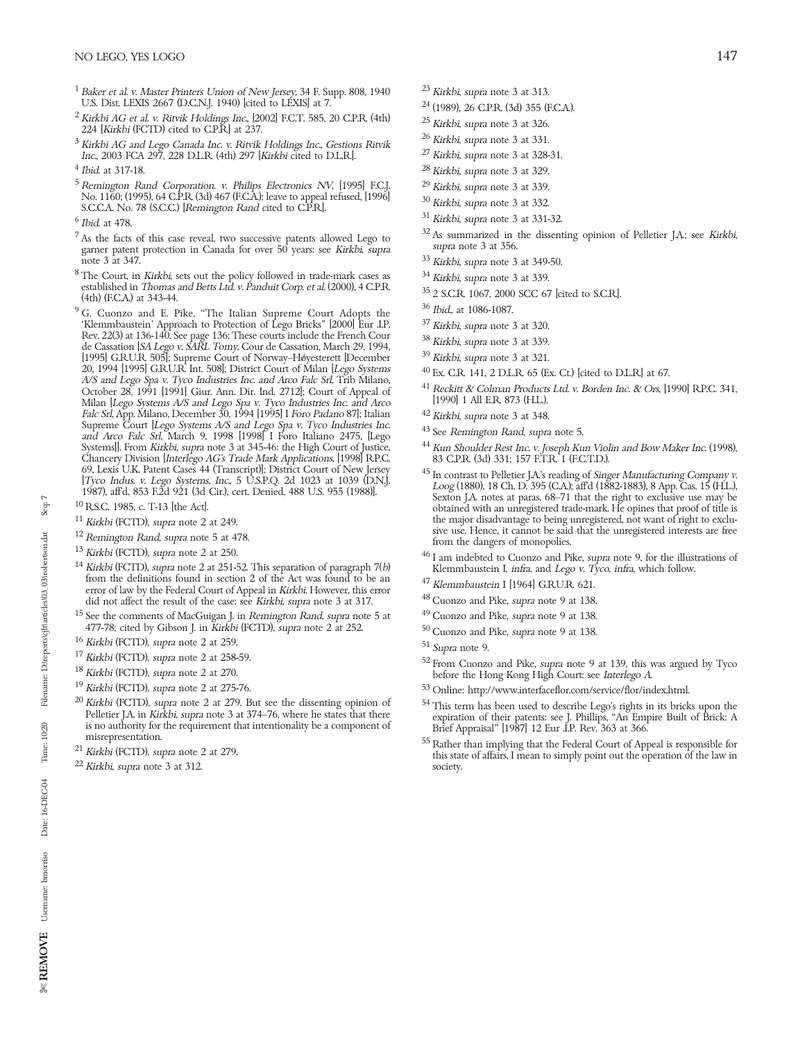[1] *Baker et al. v. Master Printers Union of New Jersey*, 34 F. Supp. 808, 1940 U.S. Dist. LEXIS 2667 (D.C.N.J. 1940) [cited to LEXIS] at 7.

[2] *Kirkbi AG et al. v. Ritvik Holdings Inc.*, [2002] F.C.T. 585, 20 C.P.R. (4th) 224 [*Kirkbi* (FCTD) cited to C.P.R.] at 237.

[3] *Kirkbi AG and Lego Canada Inc. v. Ritvik Holdings Inc., Gestions Ritvik Inc.*, 2003 FCA 297, 228 D.L.R. (4th) 297 [*Kirkbi* cited to D.L.R.].

[4] *Ibid.* at 317-18.

[5] *Remington Rand Corporation. v. Philips Electronics NV*, [1995] F.C.J. No. 1160; (1995), 64 C.P.R. (3d) 467 (F.C.A.); leave to appeal refused, [1996] S.C.C.A. No. 78 (S.C.C.) [*Remington Rand* cited to C.P.R.].

[6] *Ibid.* at 478.

[7] As the facts of this case reveal, two successive patents allowed Lego to garner patent protection in Canada for over 50 years: see *Kirkbi*, *supra* note 3 at 347.

[8] The Court, in *Kirkbi*, sets out the policy followed in trade-mark cases as established in *Thomas and Betts Ltd. v. Panduit Corp. et al.* (2000), 4 C.P.R. (4th) (F.C.A.) at 343-44.

[9] G. Cuonzo and E. Pike, "The Italian Supreme Court Adopts the 'Klemmbaustein' Approach to Protection of Lego Bricks" [2000] Eur .I.P. Rev. 22(3) at 136-140. See page 136: These courts include the French Cour de Cassation [*SA Lego v. SARL Tomy*, Cour de Cassation, March 29, 1994, [1995] G.R.U.R. 505]; Supreme Court of Norway–Høyesterett [December 20, 1994 [1995] G.R.U.R. Int. 508]; District Court of Milan [*Lego Systems A/S and Lego Spa v. Tyco Industries Inc. and Arco Falc Srl*, Trib Milano, October 28, 1991 [1991] Giur. Ann. Dir. Ind. 2712]; Court of Appeal of Milan [*Lego Systems A/S and Lego Spa v. Tyco Industries Inc. and Arco Falc Srl*, App. Milano, December 30, 1994 [1995] I *Foro Padano* 87]; Italian Supreme Court [*Lego Systems A/S and Lego Spa v. Tyco Industries Inc. and Arco Falc Srl*, March 9, 1998 [1998] I Foro Italiano 2475, [Lego Systems]]. From *Kirkbi*, *supra* note 3 at 345-46: the High Court of Justice, Chancery Division [*Interlego AG's Trade Mark Applications*, [1998] R.P.C. 69, Lexis U.K. Patent Cases 44 (Transcript)]; District Court of New Jersey [*Tyco Indus. v. Lego Systems, Inc.*, 5 U.S.P.Q. 2d 1023 at 1039 (D.N.J. 1987), aff'd, 853 F.2d 921 (3d Cir.), cert. Denied, 488 U.S. 955 (1988)].

[10] R.S.C. 1985, c. T-13 [the Act].

[11] *Kirkbi* (FCTD), *supra* note 2 at 249.

[12] *Remington Rand*, *supra* note 5 at 478.

[13] *Kirkbi* (FCTD), *supra* note 2 at 250.

[14] *Kirkbi* (FCTD), *supra* note 2 at 251-52. This separation of paragraph 7(*b*) from the definitions found in section 2 of the Act was found to be an error of law by the Federal Court of Appeal in *Kirkbi*. However, this error did not affect the result of the case: see *Kirkbi*, *supra* note 3 at 317.

[15] See the comments of MacGuigan J. in *Remington Rand*, *supra* note 5 at 477-78; cited by Gibson J. in *Kirkbi* (FCTD), *supra* note 2 at 252.

[16] *Kirkbi* (FCTD), *supra* note 2 at 259.

[17] *Kirkbi* (FCTD), *supra* note 2 at 258-59.

[18] *Kirkbi* (FCTD), *supra* note 2 at 270.

[19] *Kirkbi* (FCTD), *supra* note 2 at 275-76.

[20] *Kirkbi* (FCTD), *supra* note 2 at 279. But see the dissenting opinion of Pelletier J.A. in *Kirkbi*, *supra* note 3 at 374–76, where he states that there is no authority for the requirement that intentionality be a component of misrepresentation.

[21] *Kirkbi* (FCTD), *supra* note 2 at 279.

[22] *Kirkbi*, *supra* note 3 at 312.

[23] *Kirkbi*, *supra* note 3 at 313.

[24] (1989), 26 C.P.R. (3d) 355 (F.C.A.).

[25] *Kirkbi*, *supra* note 3 at 326.

[26] *Kirkbi*, *supra* note 3 at 331.

[27] *Kirkbi*, *supra* note 3 at 328-31.

[28] *Kirkbi*, *supra* note 3 at 329.

[29] *Kirkbi*, *supra* note 3 at 339.

[30] *Kirkbi*, *supra* note 3 at 332.

[31] *Kirkbi*, *supra* note 3 at 331-32.

[32] As summarized in the dissenting opinion of Pelletier J.A.; see *Kirkbi*, *supra* note 3 at 356.

[33] *Kirkbi*, *supra* note 3 at 349-50.

[34] *Kirkbi*, *supra* note 3 at 339.

[35] 2 S.C.R. 1067, 2000 SCC 67 [cited to S.C.R.].

[36] *Ibid.*, at 1086-1087.

[37] *Kirkbi*, *supra* note 3 at 320.

[38] *Kirkbi*, *supra* note 3 at 339.

[39] *Kirkbi*, *supra* note 3 at 321.

[40] Ex. C.R. 141, 2 D.L.R. 65 (Ex. Ct.) [cited to D.L.R.] at 67.

[41] *Reckitt & Colman Products Ltd. v. Borden Inc. & Ors*, [1990] R.P.C. 341, [1990] 1 All E.R. 873 (H.L.).

[42] *Kirkbi*, *supra* note 3 at 348.

[43] See *Remington Rand*, *supra* note 5.

[44] *Kun Shoulder Rest Inc. v. Joseph Kun Violin and Bow Maker Inc.* (1998), 83 C.P.R. (3d) 331; 157 F.T.R. 1 (F.C.T.D.).

[45] In contrast to Pelletier J.A.'s reading of *Singer Manufacturing Company v. Loog* (1880), 18 Ch. D. 395 (C.A.); aff'd (1882-1883), 8 App. Cas. 15 (H.L.), Sexton J.A. notes at paras. 68–71 that the right to exclusive use may be obtained with an unregistered trade-mark. He opines that proof of title is the major disadvantage to being unregistered, not want of right to exclusive use. Hence, it cannot be said that the unregistered interests are free from the dangers of monopolies.

[46] I am indebted to Cuonzo and Pike, *supra* note 9, for the illustrations of Klemmbaustein I, *infra*, and *Lego v. Tyco*, *infra*, which follow.

[47] *Klemmbaustein* I [1964] G.R.U.R. 621.

[48] Cuonzo and Pike, *supra* note 9 at 138.

[49] Cuonzo and Pike, *supra* note 9 at 138.

[50] Cuonzo and Pike, *supra* note 9 at 138.

[51] *Supra* note 9.

[52] From Cuonzo and Pike, *supra* note 9 at 139, this was argued by Tyco before the Hong Kong High Court: see *Interlego A*.

[53] Online: http://www.interfaceflor.com/service/flor/index.html.

[54] This term has been used to describe Lego's rights in its bricks upon the expiration of their patents: see J. Phillips, "An Empire Built of Brick: A Brief Appraisal" [1987] 12 Eur .I.P. Rev. 363 at 366.

[55] Rather than implying that the Federal Court of Appeal is responsible for this state of affairs, I mean to simply point out the operation of the law in society.